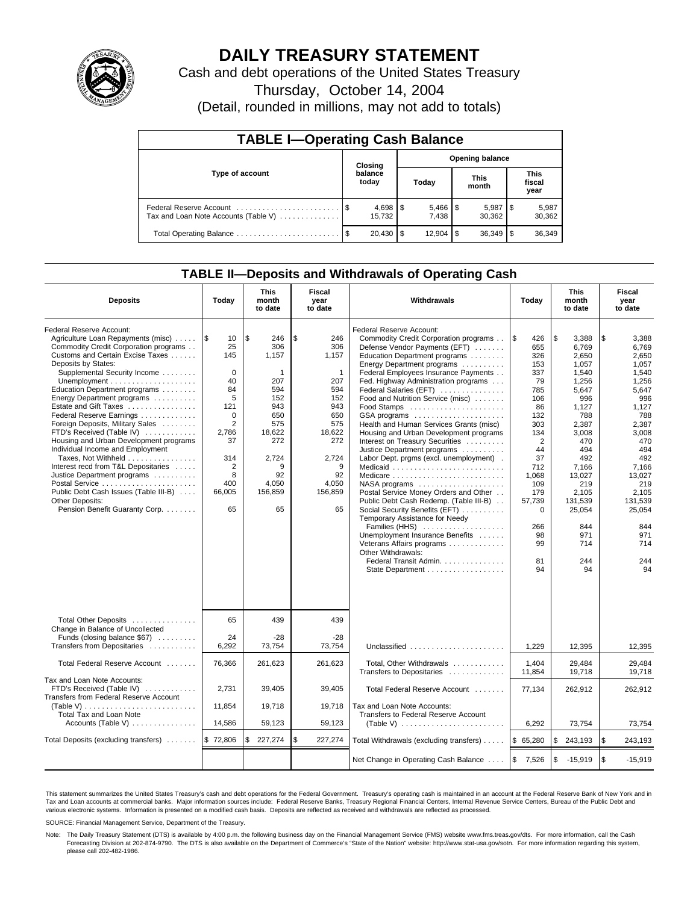# DAILY TREASURY STATEMENT

Cash and debt operations of the United States Treasury

Thursday, October 14, 2004

(Detail, rounded in millions, may not add to totals)

| TABLE I—Operating Cash Balance | | | | |
|---|---|---|---|---|
| Type of account | Closing balance today | Opening balance | | |
| | | Today | This month | This fiscal year |
| Federal Reserve Account | $ 4,698 | $ 5,466 | $ 5,987 | $ 5,987 |
| Tax and Loan Note Accounts (Table V) | 15,732 | 7,438 | 30,362 | 30,362 |
| Total Operating Balance | $ 20,430 | $ 12,904 | $ 36,349 | $ 36,349 |

## TABLE II—Deposits and Withdrawals of Operating Cash

| Deposits | Today | This month to date | Fiscal year to date | Withdrawals | Today | This month to date | Fiscal year to date |
|---|---|---|---|---|---|---|---|
| Federal Reserve Account: | | | | Federal Reserve Account: | | | |
| Agriculture Loan Repayments (misc) | $ 10 | $ 246 | $ 246 | Commodity Credit Corporation programs | $ 426 | $ 3,388 | $ 3,388 |
| Commodity Credit Corporation programs | 25 | 306 | 306 | Defense Vendor Payments (EFT) | 655 | 6,769 | 6,769 |
| Customs and Certain Excise Taxes | 145 | 1,157 | 1,157 | Education Department programs | 326 | 2,650 | 2,650 |
| Deposits by States: | | | | Energy Department programs | 153 | 1,057 | 1,057 |
| Supplemental Security Income | 0 | 1 | 1 | Federal Employees Insurance Payments | 337 | 1,540 | 1,540 |
| Unemployment | 40 | 207 | 207 | Fed. Highway Administration programs | 79 | 1,256 | 1,256 |
| Education Department programs | 84 | 594 | 594 | Federal Salaries (EFT) | 785 | 5,647 | 5,647 |
| Energy Department programs | 5 | 152 | 152 | Food and Nutrition Service (misc) | 106 | 996 | 996 |
| Estate and Gift Taxes | 121 | 943 | 943 | Food Stamps | 86 | 1,127 | 1,127 |
| Federal Reserve Earnings | 0 | 650 | 650 | GSA programs | 132 | 788 | 788 |
| Foreign Deposits, Military Sales | 2 | 575 | 575 | Health and Human Services Grants (misc) | 303 | 2,387 | 2,387 |
| FTD's Received (Table IV) | 2,786 | 18,622 | 18,622 | Housing and Urban Development programs | 134 | 3,008 | 3,008 |
| Housing and Urban Development programs | 37 | 272 | 272 | Interest on Treasury Securities | 2 | 470 | 470 |
| Individual Income and Employment | | | | Justice Department programs | 44 | 494 | 494 |
| Taxes, Not Withheld | 314 | 2,724 | 2,724 | Labor Dept. prgms (excl. unemployment) | 37 | 492 | 492 |
| Interest recd from T&L Depositaries | 2 | 9 | 9 | Medicaid | 712 | 7,166 | 7,166 |
| Justice Department programs | 8 | 92 | 92 | Medicare | 1,068 | 13,027 | 13,027 |
| Postal Service | 400 | 4,050 | 4,050 | NASA programs | 109 | 219 | 219 |
| Public Debt Cash Issues (Table III-B) | 66,005 | 156,859 | 156,859 | Postal Service Money Orders and Other | 179 | 2,105 | 2,105 |
| Other Deposits: | | | | Public Debt Cash Redemp. (Table III-B) | 57,739 | 131,539 | 131,539 |
| Pension Benefit Guaranty Corp. | 65 | 65 | 65 | Social Security Benefits (EFT) | 0 | 25,054 | 25,054 |
| | | | | Temporary Assistance for Needy Families (HHS) | 266 | 844 | 844 |
| | | | | Unemployment Insurance Benefits | 98 | 971 | 971 |
| | | | | Veterans Affairs programs | 99 | 714 | 714 |
| | | | | Other Withdrawals: | | | |
| | | | | Federal Transit Admin. | 81 | 244 | 244 |
| | | | | State Department | 94 | 94 | 94 |
| Total Other Deposits | 65 | 439 | 439 | | | | |
| Change in Balance of Uncollected Funds (closing balance $67) | 24 | -28 | -28 | | | | |
| Transfers from Depositaries | 6,292 | 73,754 | 73,754 | Unclassified | 1,229 | 12,395 | 12,395 |
| Total Federal Reserve Account | 76,366 | 261,623 | 261,623 | Total, Other Withdrawals | 1,404 | 29,484 | 29,484 |
| | | | | Transfers to Depositaries | 11,854 | 19,718 | 19,718 |
| Tax and Loan Note Accounts: | | | | | | | |
| FTD's Received (Table IV) | 2,731 | 39,405 | 39,405 | Total Federal Reserve Account | 77,134 | 262,912 | 262,912 |
| Transfers from Federal Reserve Account (Table V) | 11,854 | 19,718 | 19,718 | Tax and Loan Note Accounts: | | | |
| Total Tax and Loan Note Accounts (Table V) | 14,586 | 59,123 | 59,123 | Transfers to Federal Reserve Account (Table V) | 6,292 | 73,754 | 73,754 |
| Total Deposits (excluding transfers) | $ 72,806 | $ 227,274 | $ 227,274 | Total Withdrawals (excluding transfers) | $ 65,280 | $ 243,193 | $ 243,193 |
| | | | | Net Change in Operating Cash Balance | $ 7,526 | $ -15,919 | $ -15,919 |

This statement summarizes the United States Treasury's cash and debt operations for the Federal Government. Treasury's operating cash is maintained in an account at the Federal Reserve Bank of New York and in Tax and Loan accounts at commercial banks. Major information sources include: Federal Reserve Banks, Treasury Regional Financial Centers, Internal Revenue Service Centers, Bureau of the Public Debt and various electronic systems. Information is presented on a modified cash basis. Deposits are reflected as received and withdrawals are reflected as processed.

SOURCE: Financial Management Service, Department of the Treasury.

Note: The Daily Treasury Statement (DTS) is available by 4:00 p.m. the following business day on the Financial Management Service (FMS) website www.fms.treas.gov/dts. For more information, call the Cash Forecasting Division at 202-874-9790. The DTS is also available on the Department of Commerce's "State of the Nation" website: http://www.stat-usa.gov/sotn. For more information regarding this system, please call 202-482-1986.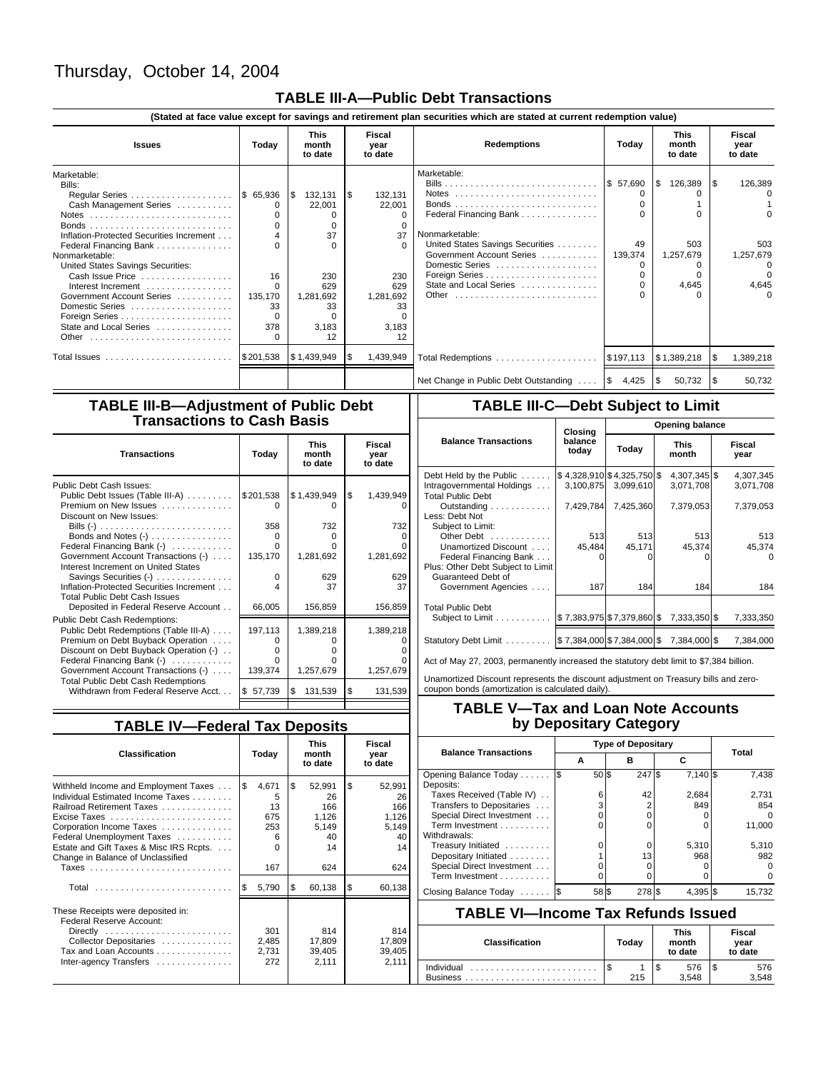# Thursday, October 14, 2004

## TABLE III-A—Public Debt Transactions

(Stated at face value except for savings and retirement plan securities which are stated at current redemption value)

| Issues | Today | This month to date | Fiscal year to date |
|---|---|---|---|
| Marketable: | | | |
| Bills: | | | |
| Regular Series | $ 65,936 | $ 132,131 | $ 132,131 |
| Cash Management Series | 0 | 22,001 | 22,001 |
| Notes | 0 | 0 | 0 |
| Bonds | 0 | 0 | 0 |
| Inflation-Protected Securities Increment | 4 | 37 | 37 |
| Federal Financing Bank | 0 | 0 | 0 |
| Nonmarketable: | | | |
| United States Savings Securities: | | | |
| Cash Issue Price | 16 | 230 | 230 |
| Interest Increment | 0 | 629 | 629 |
| Government Account Series | 135,170 | 1,281,692 | 1,281,692 |
| Domestic Series | 33 | 33 | 33 |
| Foreign Series | 0 | 0 | 0 |
| State and Local Series | 378 | 3,183 | 3,183 |
| Other | 0 | 12 | 12 |
| Total Issues | $201,538 | $1,439,949 | $ 1,439,949 |

| Redemptions | Today | This month to date | Fiscal year to date |
|---|---|---|---|
| Marketable: | | | |
| Bills | $ 57,690 | $ 126,389 | $ 126,389 |
| Notes | 0 | 0 | 0 |
| Bonds | 0 | 1 | 1 |
| Federal Financing Bank | 0 | 0 | 0 |
| Nonmarketable: | | | |
| United States Savings Securities | 49 | 503 | 503 |
| Government Account Series | 139,374 | 1,257,679 | 1,257,679 |
| Domestic Series | 0 | 0 | 0 |
| Foreign Series | 0 | 0 | 0 |
| State and Local Series | 0 | 4,645 | 4,645 |
| Other | 0 | 0 | 0 |
| Total Redemptions | $197,113 | $1,389,218 | $ 1,389,218 |
| Net Change in Public Debt Outstanding | $ 4,425 | $ 50,732 | $ 50,732 |

## TABLE III-B—Adjustment of Public Debt Transactions to Cash Basis

| Transactions | Today | This month to date | Fiscal year to date |
|---|---|---|---|
| Public Debt Cash Issues: | | | |
| Public Debt Issues (Table III-A) | $201,538 | $1,439,949 | $ 1,439,949 |
| Premium on New Issues | 0 | 0 | 0 |
| Discount on New Issues: | | | |
| Bills (-) | 358 | 732 | 732 |
| Bonds and Notes (-) | 0 | 0 | 0 |
| Federal Financing Bank (-) | 0 | 0 | 0 |
| Government Account Transactions (-) | 135,170 | 1,281,692 | 1,281,692 |
| Interest Increment on United States Savings Securities (-) | 0 | 629 | 629 |
| Inflation-Protected Securities Increment | 4 | 37 | 37 |
| Total Public Debt Cash Issues Deposited in Federal Reserve Account | 66,005 | 156,859 | 156,859 |
| Public Debt Cash Redemptions: | | | |
| Public Debt Redemptions (Table III-A) | 197,113 | 1,389,218 | 1,389,218 |
| Premium on Debt Buyback Operation | 0 | 0 | 0 |
| Discount on Debt Buyback Operation (-) | 0 | 0 | 0 |
| Federal Financing Bank (-) | 0 | 0 | 0 |
| Government Account Transactions (-) | 139,374 | 1,257,679 | 1,257,679 |
| Total Public Debt Cash Redemptions Withdrawn from Federal Reserve Acct. | $ 57,739 | $ 131,539 | $ 131,539 |

## TABLE III-C—Debt Subject to Limit

| Balance Transactions | Closing balance today | Opening balance Today | Opening balance This month | Opening balance Fiscal year |
|---|---|---|---|---|
| Debt Held by the Public | $ 4,328,910 | $ 4,325,750 | $ 4,307,345 | $ 4,307,345 |
| Intragovernmental Holdings | 3,100,875 | 3,099,610 | 3,071,708 | 3,071,708 |
| Total Public Debt Outstanding | 7,429,784 | 7,425,360 | 7,379,053 | 7,379,053 |
| Less: Debt Not Subject to Limit: | | | | |
| Other Debt | 513 | 513 | 513 | 513 |
| Unamortized Discount | 45,484 | 45,171 | 45,374 | 45,374 |
| Federal Financing Bank | 0 | 0 | 0 | 0 |
| Plus: Other Debt Subject to Limit Guaranteed Debt of Government Agencies | 187 | 184 | 184 | 184 |
| Total Public Debt Subject to Limit | $ 7,383,975 | $ 7,379,860 | $ 7,333,350 | $ 7,333,350 |
| Statutory Debt Limit | $ 7,384,000 | $ 7,384,000 | $ 7,384,000 | $ 7,384,000 |

Act of May 27, 2003, permanently increased the statutory debt limit to $7,384 billion.

Unamortized Discount represents the discount adjustment on Treasury bills and zero-coupon bonds (amortization is calculated daily).

## TABLE IV—Federal Tax Deposits

| Classification | Today | This month to date | Fiscal year to date |
|---|---|---|---|
| Withheld Income and Employment Taxes | $ 4,671 | $ 52,991 | $ 52,991 |
| Individual Estimated Income Taxes | 5 | 26 | 26 |
| Railroad Retirement Taxes | 13 | 166 | 166 |
| Excise Taxes | 675 | 1,126 | 1,126 |
| Corporation Income Taxes | 253 | 5,149 | 5,149 |
| Federal Unemployment Taxes | 6 | 40 | 40 |
| Estate and Gift Taxes & Misc IRS Rcpts. | 0 | 14 | 14 |
| Change in Balance of Unclassified Taxes | 167 | 624 | 624 |
| Total | $ 5,790 | $ 60,138 | $ 60,138 |
| These Receipts were deposited in: | | | |
| Federal Reserve Account: | | | |
| Directly | 301 | 814 | 814 |
| Collector Depositaries | 2,485 | 17,809 | 17,809 |
| Tax and Loan Accounts | 2,731 | 39,405 | 39,405 |
| Inter-agency Transfers | 272 | 2,111 | 2,111 |

## TABLE V—Tax and Loan Note Accounts by Depositary Category

| Balance Transactions | Type of Depositary A | B | C | Total |
|---|---|---|---|---|
| Opening Balance Today | $ 50 | $ 247 | $ 7,140 | $ 7,438 |
| Deposits: | | | | |
| Taxes Received (Table IV) | 6 | 42 | 2,684 | 2,731 |
| Transfers to Depositaries | 3 | 2 | 849 | 854 |
| Special Direct Investment | 0 | 0 | 0 | 0 |
| Term Investment | 0 | 0 | 0 | 11,000 |
| Withdrawals: | | | | |
| Treasury Initiated | 0 | 0 | 5,310 | 5,310 |
| Depositary Initiated | 1 | 13 | 968 | 982 |
| Special Direct Investment | 0 | 0 | 0 | 0 |
| Term Investment | 0 | 0 | 0 | 0 |
| Closing Balance Today | $ 58 | $ 278 | $ 4,395 | $ 15,732 |

## TABLE VI—Income Tax Refunds Issued

| Classification | Today | This month to date | Fiscal year to date |
|---|---|---|---|
| Individual | $ 1 | $ 576 | $ 576 |
| Business | 215 | 3,548 | 3,548 |